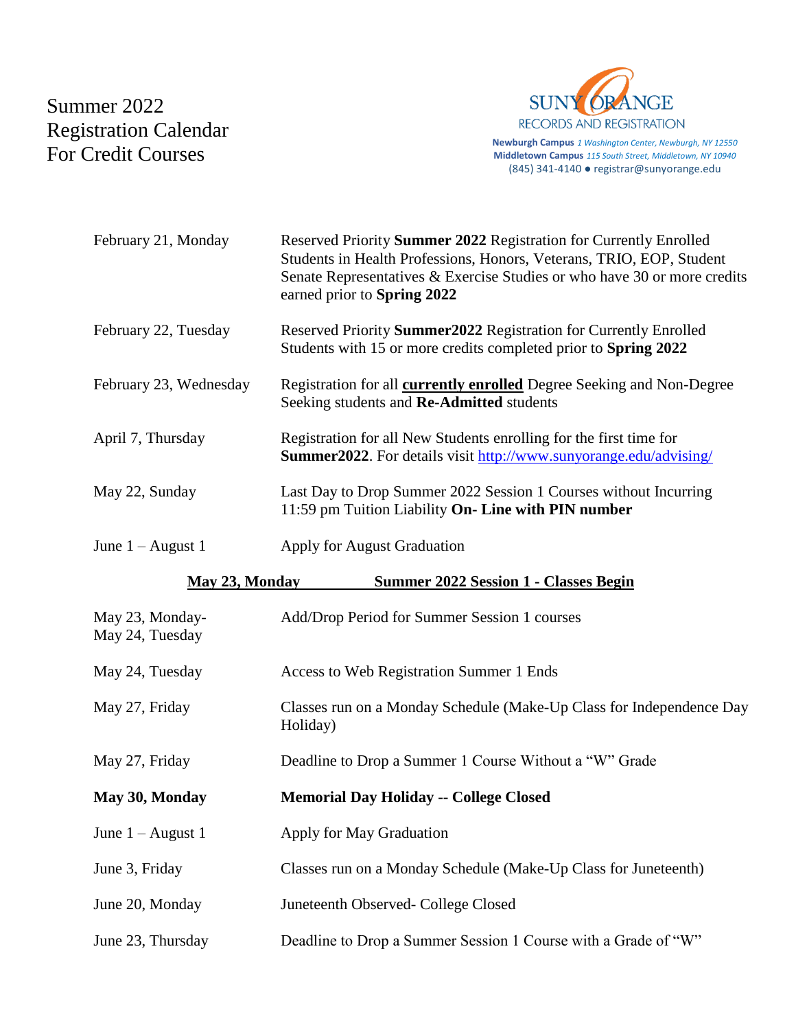# Summer 2022 Registration Calendar For Credit Courses

SUNY ORANGE
RECORDS AND REGISTRATION

**Newburgh Campus** *1 Washington Center, Newburgh, NY 12550*
**Middletown Campus** *115 South Street, Middletown, NY 10940*
(845) 341-4140 ● registrar@sunyorange.edu

| | |
|---|---|
| February 21, Monday | Reserved Priority **Summer 2022** Registration for Currently Enrolled Students in Health Professions, Honors, Veterans, TRIO, EOP, Student Senate Representatives & Exercise Studies or who have 30 or more credits earned prior to **Spring 2022** |
| February 22, Tuesday | Reserved Priority **Summer2022** Registration for Currently Enrolled Students with 15 or more credits completed prior to **Spring 2022** |
| February 23, Wednesday | Registration for all **currently enrolled** Degree Seeking and Non-Degree Seeking students and **Re-Admitted** students |
| April 7, Thursday | Registration for all New Students enrolling for the first time for **Summer2022**. For details visit http://www.sunyorange.edu/advising/ |
| May 22, Sunday | Last Day to Drop Summer 2022 Session 1 Courses without Incurring 11:59 pm Tuition Liability **On- Line with PIN number** |
| June 1 – August 1 | Apply for August Graduation |
| **May 23, Monday** | **Summer 2022 Session 1 - Classes Begin** |
| May 23, Monday- May 24, Tuesday | Add/Drop Period for Summer Session 1 courses |
| May 24, Tuesday | Access to Web Registration Summer 1 Ends |
| May 27, Friday | Classes run on a Monday Schedule (Make-Up Class for Independence Day Holiday) |
| May 27, Friday | Deadline to Drop a Summer 1 Course Without a "W" Grade |
| **May 30, Monday** | **Memorial Day Holiday -- College Closed** |
| June 1 – August 1 | Apply for May Graduation |
| June 3, Friday | Classes run on a Monday Schedule (Make-Up Class for Juneteenth) |
| June 20, Monday | Juneteenth Observed- College Closed |
| June 23, Thursday | Deadline to Drop a Summer Session 1 Course with a Grade of "W" |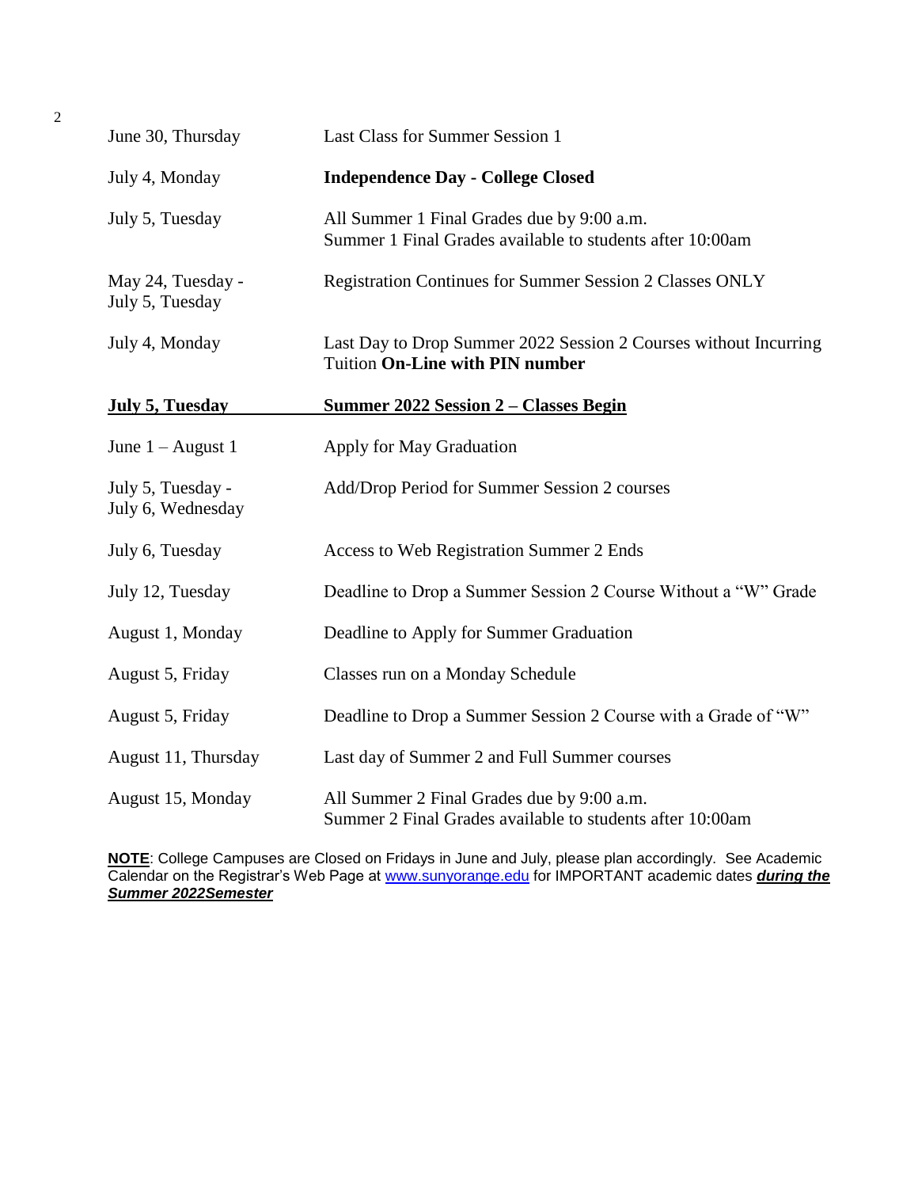| | |
|---|---|
| June 30, Thursday | Last Class for Summer Session 1 |
| July 4, Monday | **Independence Day - College Closed** |
| July 5, Tuesday | All Summer 1 Final Grades due by 9:00 a.m.<br>Summer 1 Final Grades available to students after 10:00am |
| May 24, Tuesday -<br>July 5, Tuesday | Registration Continues for Summer Session 2 Classes ONLY |
| July 4, Monday | Last Day to Drop Summer 2022 Session 2 Courses without Incurring Tuition **On-Line with PIN number** |
| **July 5, Tuesday** | **Summer 2022 Session 2 – Classes Begin** |
| June 1 – August 1 | Apply for May Graduation |
| July 5, Tuesday -<br>July 6, Wednesday | Add/Drop Period for Summer Session 2 courses |
| July 6, Tuesday | Access to Web Registration Summer 2 Ends |
| July 12, Tuesday | Deadline to Drop a Summer Session 2 Course Without a "W" Grade |
| August 1, Monday | Deadline to Apply for Summer Graduation |
| August 5, Friday | Classes run on a Monday Schedule |
| August 5, Friday | Deadline to Drop a Summer Session 2 Course with a Grade of "W" |
| August 11, Thursday | Last day of Summer 2 and Full Summer courses |
| August 15, Monday | All Summer 2 Final Grades due by 9:00 a.m.<br>Summer 2 Final Grades available to students after 10:00am |

**NOTE**: College Campuses are Closed on Fridays in June and July, please plan accordingly. See Academic Calendar on the Registrar's Web Page at www.sunyorange.edu for IMPORTANT academic dates ***during the Summer 2022Semester***